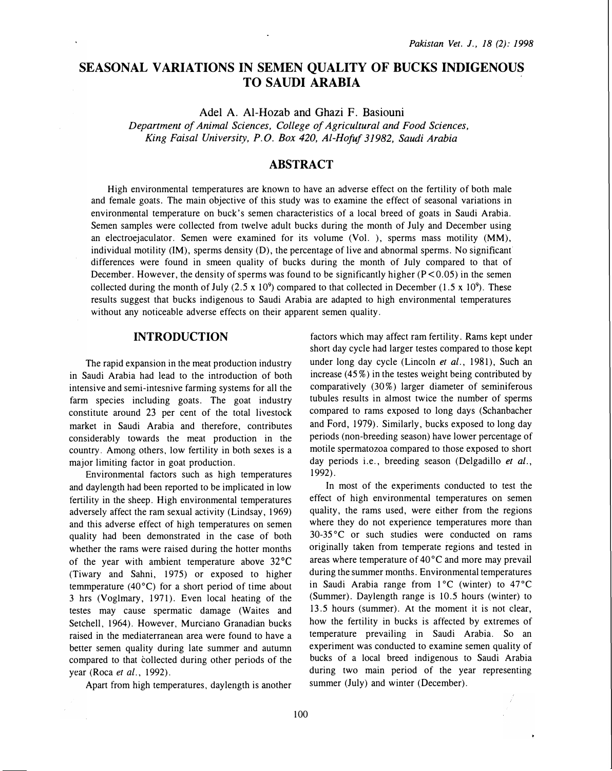# SEASONAL VARIATIONS IN SEMEN QUALITY OF BUCKS INDIGENOUS TO SAUDI ARABIA

Adel A. Al-Hozab and Ghazi F. Basiouni

*Department of Animal Sciences, College of Agricultural and Food Sciences, King Faisal University, P.O. Box 420, Al-Hofuf 31982, Saudi Arabia*

## ABSTRACT

High environmental temperatures are known to have an adverse effect on the fertility of both male and female goats. The main objective of this study was to examine the effect of seasonal variations in environmental temperature on buck's semen characteristics of a local breed of goats in Saudi Arabia. Semen samples were collected from twelve adult bucks during the month of July and December using an electroejaculator. Semen were examined for its volume (Vol. ), sperms mass motility (MM), individual motility (IM), sperms density (D), the percentage of live and abnormal sperms. No significant differences were found in smeen quality of bucks during the month of July compared to that of December. However, the density of sperms was found to be significantly higher ($P < 0.05$) in the semen collected during the month of July ($2.5 \times 10^9$) compared to that collected in December ($1.5 \times 10^9$). These results suggest that bucks indigenous to Saudi Arabia are adapted to high environmental temperatures without any noticeable adverse effects on their apparent semen quality.

## INTRODUCTION

The rapid expansion in the meat production industry in Saudi Arabia had lead to the introduction of both intensive and semi-intesnive farming systems for all the farm species including goats. The goat industry constitute around 23 per cent of the total livestock market in Saudi Arabia and therefore, contributes considerably towards the meat production in the country. Among others, low fertility in both sexes is a major limiting factor in goat production.

Environmental factors such as high temperatures and daylength had been reported to be implicated in low fertility in the sheep. High environmental temperatures adversely affect the ram sexual activity (Lindsay, 1969) and this adverse effect of high temperatures on semen quality had been demonstrated in the case of both whether the rams were raised during the hotter months of the year with ambient temperature above 32°C (Tiwary and Sahni, 1975) or exposed to higher temmperature (40°C) for a short period of time about 3 hrs (Voglmary, 1971). Even local heating of the testes may cause spermatic damage (Waites and Setchell, 1964). However, Murciano Granadian bucks raised in the mediaterranean area were found to have a better semen quality during late summer and autumn compared to that collected during other periods of the year (Roca *et al.*, 1992).

Apart from high temperatures, daylength is another factors which may affect ram fertility. Rams kept under short day cycle had larger testes compared to those kept under long day cycle (Lincoln *et al.*, 1981), Such an increase (45%) in the testes weight being contributed by comparatively (30%) larger diameter of seminiferous tubules results in almost twice the number of sperms compared to rams exposed to long days (Schanbacher and Ford, 1979). Similarly, bucks exposed to long day periods (non-breeding season) have lower percentage of motile spermatozoa compared to those exposed to short day periods i.e., breeding season (Delgadillo *et al.*, 1992).

In most of the experiments conducted to test the effect of high environmental temperatures on semen quality, the rams used, were either from the regions where they do not experience temperatures more than 30-35°C or such studies were conducted on rams originally taken from temperate regions and tested in areas where temperature of 40°C and more may prevail during the summer months. Environmental temperatures in Saudi Arabia range from 1°C (winter) to 47°C (Summer). Daylength range is 10.5 hours (winter) to 13.5 hours (summer). At the moment it is not clear, how the fertility in bucks is affected by extremes of temperature prevailing in Saudi Arabia. So an experiment was conducted to examine semen quality of bucks of a local breed indigenous to Saudi Arabia during two main period of the year representing summer (July) and winter (December).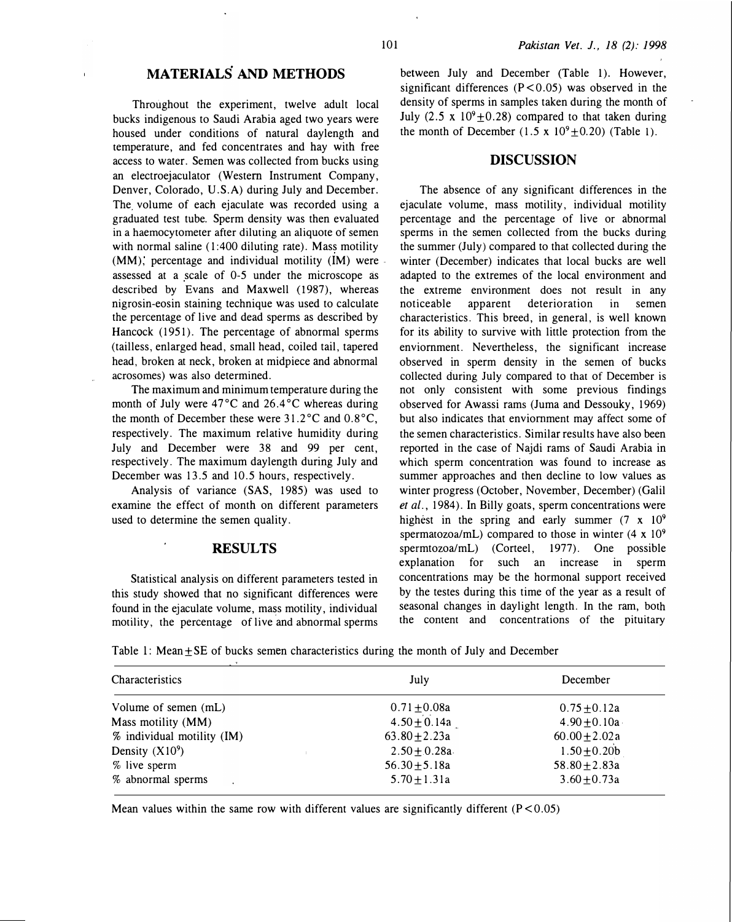## MATERIALS AND METHODS

Throughout the experiment, twelve adult local bucks indigenous to Saudi Arabia aged two years were housed under conditions of natural daylength and temperature, and fed concentrates and hay with free access to water. Semen was collected from bucks using an electroejaculator (Western Instrument Company, Denver, Colorado, U.S.A) during July and December. The volume of each ejaculate was recorded using a graduated test tube. Sperm density was then evaluated in a haemocytometer after diluting an aliquote of semen with normal saline (1:400 diluting rate). Mass motility (MM), percentage and individual motility (IM) were assessed at a scale of 0-5 under the microscope as described by Evans and Maxwell (1987), whereas nigrosin-eosin staining technique was used to calculate the percentage of live and dead sperms as described by Hancock (1951). The percentage of abnormal sperms (tailless, enlarged head, small head, coiled tail, tapered head, broken at neck, broken at midpiece and abnormal acrosomes) was also determined.

The maximum and minimum temperature during the month of July were 47°C and 26.4°C whereas during the month of December these were 31.2°C and 0.8°C, respectively. The maximum relative humidity during July and December were 38 and 99 per cent, respectively. The maximum daylength during July and December was 13.5 and 10.5 hours, respectively.

Analysis of variance (SAS, 1985) was used to examine the effect of month on different parameters used to determine the semen quality.

## RESULTS

Statistical analysis on different parameters tested in this study showed that no significant differences were found in the ejaculate volume, mass motility, individual motility, the percentage of live and abnormal sperms between July and December (Table 1). However, significant differences ($P<0.05$) was observed in the density of sperms in samples taken during the month of July ($2.5 \times 10^9 \pm 0.28$) compared to that taken during the month of December ($1.5 \times 10^9 \pm 0.20$) (Table 1).

## DISCUSSION

The absence of any significant differences in the ejaculate volume, mass motility, individual motility percentage and the percentage of live or abnormal sperms in the semen collected from the bucks during the summer (July) compared to that collected during the winter (December) indicates that local bucks are well adapted to the extremes of the local environment and the extreme environment does not result in any noticeable apparent deterioration in semen characteristics. This breed, in general, is well known for its ability to survive with little protection from the enviornment. Nevertheless, the significant increase observed in sperm density in the semen of bucks collected during July compared to that of December is not only consistent with some previous findings observed for Awassi rams (Juma and Dessouky, 1969) but also indicates that enviornment may affect some of the semen characteristics. Similar results have also been reported in the case of Najdi rams of Saudi Arabia in which sperm concentration was found to increase as summer approaches and then decline to low values as winter progress (October, November, December) (Galil *et al.*, 1984). In Billy goats, sperm concentrations were highest in the spring and early summer ($7 \times 10^9$ spermatozoa/mL) compared to those in winter ($4 \times 10^9$ spermtozoa/mL) (Corteel, 1977). One possible explanation for such an increase in sperm concentrations may be the hormonal support received by the testes during this time of the year as a result of seasonal changes in daylight length. In the ram, both the content and concentrations of the pituitary

Table 1: Mean±SE of bucks semen characteristics during the month of July and December

| Characteristics | July | December |
|---|---|---|
| Volume of semen (mL) | 0.71±0.08a | 0.75±0.12a |
| Mass motility (MM) | 4.50±0.14a | 4.90±0.10a |
| % individual motility (IM) | 63.80±2.23a | 60.00±2.02a |
| Density ($X10^9$) | 2.50±0.28a | 1.50±0.20b |
| % live sperm | 56.30±5.18a | 58.80±2.83a |
| % abnormal sperms | 5.70±1.31a | 3.60±0.73a |

Mean values within the same row with different values are significantly different ($P<0.05$)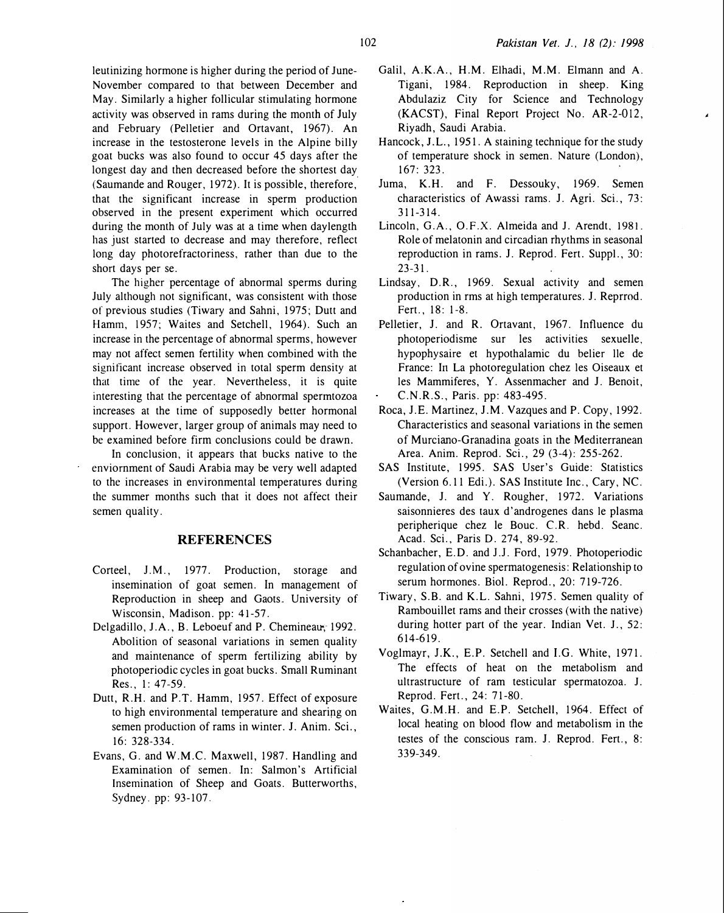leutinizing hormone is higher during the period of June-November compared to that between December and May. Similarly a higher follicular stimulating hormone activity was observed in rams during the month of July and February (Pelletier and Ortavant, 1967). An increase in the testosterone levels in the Alpine billy goat bucks was also found to occur 45 days after the longest day and then decreased before the shortest day (Saumande and Rouger, 1972). It is possible, therefore, that the significant increase in sperm production observed in the present experiment which occurred during the month of July was at a time when daylength has just started to decrease and may therefore, reflect long day photorefractoriness, rather than due to the short days per se.

The higher percentage of abnormal sperms during July although not significant, was consistent with those of previous studies (Tiwary and Sahni, 1975; Dutt and Hamm, 1957; Waites and Setchell, 1964). Such an increase in the percentage of abnormal sperms, however may not affect semen fertility when combined with the significant increase observed in total sperm density at that time of the year. Nevertheless, it is quite interesting that the percentage of abnormal spermtozoa increases at the time of supposedly better hormonal support. However, larger group of animals may need to be examined before firm conclusions could be drawn.

In conclusion, it appears that bucks native to the enviornment of Saudi Arabia may be very well adapted to the increases in environmental temperatures during the summer months such that it does not affect their semen quality.

## REFERENCES

Corteel, J.M., 1977. Production, storage and insemination of goat semen. In management of Reproduction in sheep and Gaots. University of Wisconsin, Madison. pp: 41-57.

Delgadillo, J.A., B. Leboeuf and P. Chemineau, 1992. Abolition of seasonal variations in semen quality and maintenance of sperm fertilizing ability by photoperiodic cycles in goat bucks. Small Ruminant Res., 1: 47-59.

Dutt, R.H. and P.T. Hamm, 1957. Effect of exposure to high environmental temperature and shearing on semen production of rams in winter. J. Anim. Sci., 16: 328-334.

Evans, G. and W.M.C. Maxwell, 1987. Handling and Examination of semen. In: Salmon's Artificial Insemination of Sheep and Goats. Butterworths, Sydney. pp: 93-107.

Galil, A.K.A., H.M. Elhadi, M.M. Elmann and A. Tigani, 1984. Reproduction in sheep. King Abdulaziz City for Science and Technology (KACST), Final Report Project No. AR-2-012, Riyadh, Saudi Arabia.

Hancock, J.L., 1951. A staining technique for the study of temperature shock in semen. Nature (London), 167: 323.

Juma, K.H. and F. Dessouky, 1969. Semen characteristics of Awassi rams. J. Agri. Sci., 73: 311-314.

Lincoln, G.A., O.F.X. Almeida and J. Arendt, 1981. Role of melatonin and circadian rhythms in seasonal reproduction in rams. J. Reprod. Fert. Suppl., 30: 23-31.

Lindsay, D.R., 1969. Sexual activity and semen production in rms at high temperatures. J. Reprrod. Fert., 18: 1-8.

Pelletier, J. and R. Ortavant, 1967. Influence du photoperiodisme sur les activities sexuelle, hypophysaire et hypothalamic du belier Ile de France: In La photoregulation chez les Oiseaux et les Mammiferes, Y. Assenmacher and J. Benoit, C.N.R.S., Paris. pp: 483-495.

Roca, J.E. Martinez, J.M. Vazques and P. Copy, 1992. Characteristics and seasonal variations in the semen of Murciano-Granadina goats in the Mediterranean Area. Anim. Reprod. Sci., 29 (3-4): 255-262.

SAS Institute, 1995. SAS User's Guide: Statistics (Version 6.11 Edi.). SAS Institute Inc., Cary, NC.

Saumande, J. and Y. Rougher, 1972. Variations saisonnieres des taux d'androgenes dans le plasma peripherique chez le Bouc. C.R. hebd. Seanc. Acad. Sci., Paris D. 274, 89-92.

Schanbacher, E.D. and J.J. Ford, 1979. Photoperiodic regulation of ovine spermatogenesis: Relationship to serum hormones. Biol. Reprod., 20: 719-726.

Tiwary, S.B. and K.L. Sahni, 1975. Semen quality of Rambouillet rams and their crosses (with the native) during hotter part of the year. Indian Vet. J., 52: 614-619.

Voglmayr, J.K., E.P. Setchell and I.G. White, 1971. The effects of heat on the metabolism and ultrastructure of ram testicular spermatozoa. J. Reprod. Fert., 24: 71-80.

Waites, G.M.H. and E.P. Setchell, 1964. Effect of local heating on blood flow and metabolism in the testes of the conscious ram. J. Reprod. Fert., 8: 339-349.